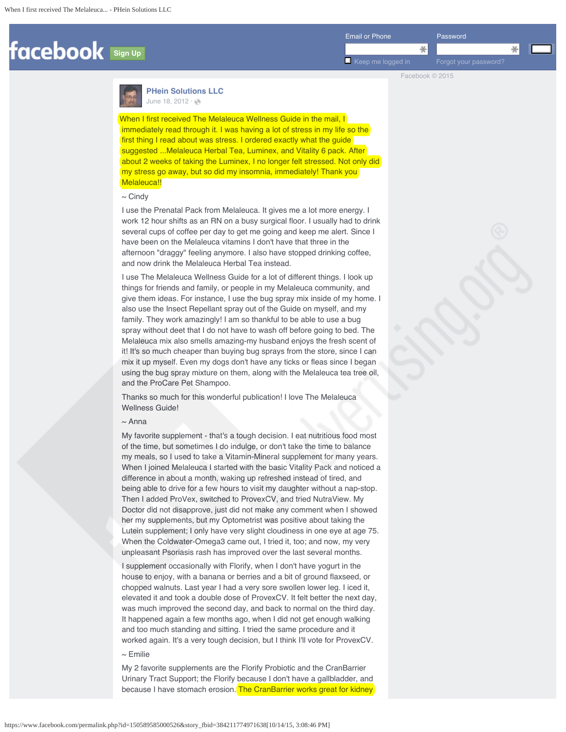**PHein Solutions LLC**
June 18, 2012

When I first received The Melaleuca Wellness Guide in the mail, I immediately read through it. I was having a lot of stress in my life so the first thing I read about was stress. I ordered exactly what the guide suggested ...Melaleuca Herbal Tea, Luminex, and Vitality 6 pack. After about 2 weeks of taking the Luminex, I no longer felt stressed. Not only did my stress go away, but so did my insomnia, immediately! Thank you Melaleuca!!

~ Cindy

I use the Prenatal Pack from Melaleuca. It gives me a lot more energy. I work 12 hour shifts as an RN on a busy surgical floor. I usually had to drink several cups of coffee per day to get me going and keep me alert. Since I have been on the Melaleuca vitamins I don't have that three in the afternoon "draggy" feeling anymore. I also have stopped drinking coffee, and now drink the Melaleuca Herbal Tea instead.

I use The Melaleuca Wellness Guide for a lot of different things. I look up things for friends and family, or people in my Melaleuca community, and give them ideas. For instance, I use the bug spray mix inside of my home. I also use the Insect Repellant spray out of the Guide on myself, and my family. They work amazingly! I am so thankful to be able to use a bug spray without deet that I do not have to wash off before going to bed. The Melaleuca mix also smells amazing-my husband enjoys the fresh scent of it! It's so much cheaper than buying bug sprays from the store, since I can mix it up myself. Even my dogs don't have any ticks or fleas since I began using the bug spray mixture on them, along with the Melaleuca tea tree oil, and the ProCare Pet Shampoo.

Thanks so much for this wonderful publication! I love The Melaleuca Wellness Guide!

~ Anna

My favorite supplement - that's a tough decision. I eat nutritious food most of the time, but sometimes I do indulge, or don't take the time to balance my meals, so I used to take a Vitamin-Mineral supplement for many years. When I joined Melaleuca I started with the basic Vitality Pack and noticed a difference in about a month, waking up refreshed instead of tired, and being able to drive for a few hours to visit my daughter without a nap-stop. Then I added ProVex, switched to ProvexCV, and tried NutraView. My Doctor did not disapprove, just did not make any comment when I showed her my supplements, but my Optometrist was positive about taking the Lutein supplement; I only have very slight cloudiness in one eye at age 75. When the Coldwater-Omega3 came out, I tried it, too; and now, my very unpleasant Psoriasis rash has improved over the last several months.

I supplement occasionally with Florify, when I don't have yogurt in the house to enjoy, with a banana or berries and a bit of ground flaxseed, or chopped walnuts. Last year I had a very sore swollen lower leg. I iced it, elevated it and took a double dose of ProvexCV. It felt better the next day, was much improved the second day, and back to normal on the third day. It happened again a few months ago, when I did not get enough walking and too much standing and sitting. I tried the same procedure and it worked again. It's a very tough decision, but I think I'll vote for ProvexCV.

~ Emilie

My 2 favorite supplements are the Florify Probiotic and the CranBarrier Urinary Tract Support; the Florify because I don't have a gallbladder, and because I have stomach erosion. The CranBarrier works great for kidney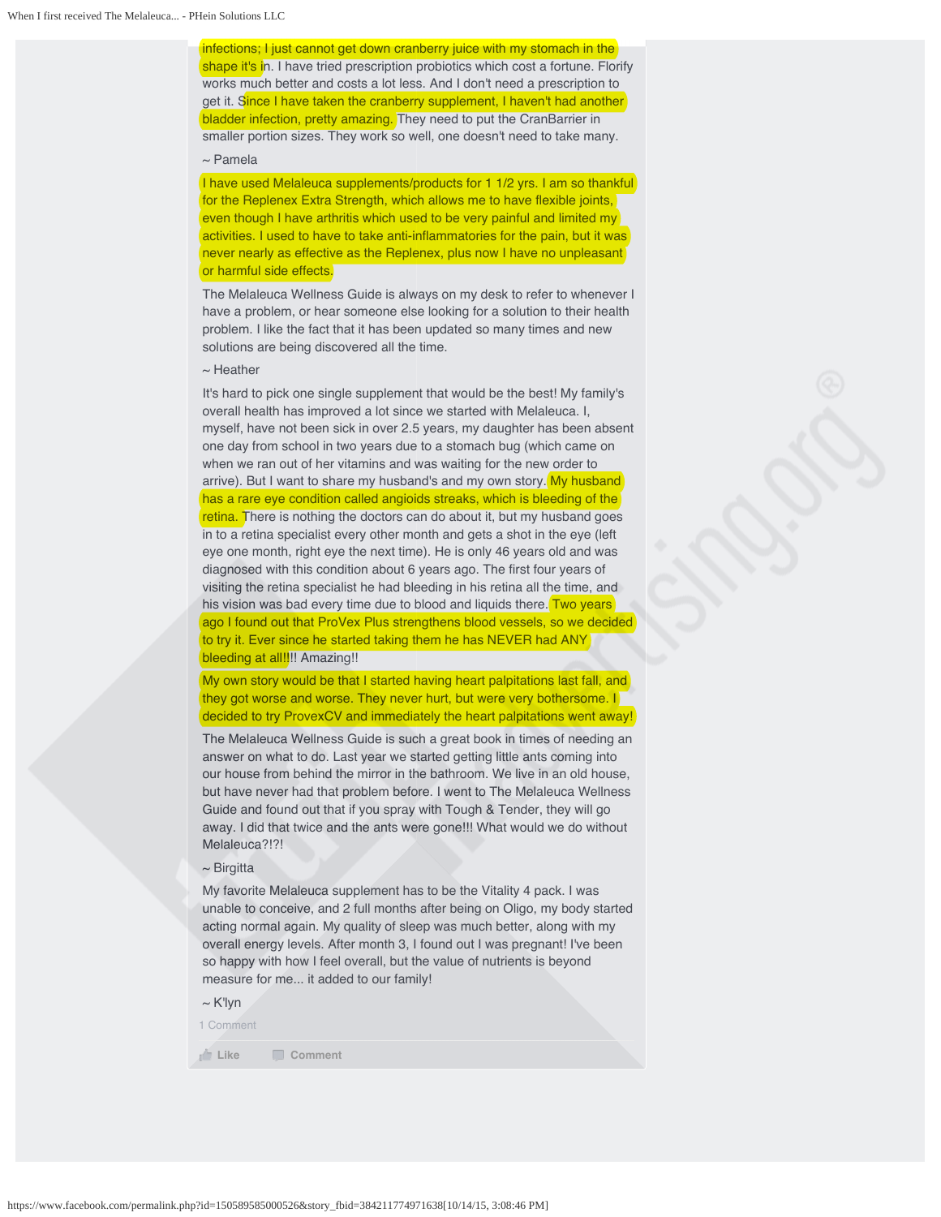infections; I just cannot get down cranberry juice with my stomach in the shape it's in. I have tried prescription probiotics which cost a fortune. Florify works much better and costs a lot less. And I don't need a prescription to get it. Since I have taken the cranberry supplement, I haven't had another bladder infection, pretty amazing. They need to put the CranBarrier in smaller portion sizes. They work so well, one doesn't need to take many.

~ Pamela

I have used Melaleuca supplements/products for 1 1/2 yrs. I am so thankful for the Replenex Extra Strength, which allows me to have flexible joints, even though I have arthritis which used to be very painful and limited my activities. I used to have to take anti-inflammatories for the pain, but it was never nearly as effective as the Replenex, plus now I have no unpleasant or harmful side effects.

The Melaleuca Wellness Guide is always on my desk to refer to whenever I have a problem, or hear someone else looking for a solution to their health problem. I like the fact that it has been updated so many times and new solutions are being discovered all the time.

~ Heather

It's hard to pick one single supplement that would be the best! My family's overall health has improved a lot since we started with Melaleuca. I, myself, have not been sick in over 2.5 years, my daughter has been absent one day from school in two years due to a stomach bug (which came on when we ran out of her vitamins and was waiting for the new order to arrive). But I want to share my husband's and my own story. My husband has a rare eye condition called angioids streaks, which is bleeding of the retina. There is nothing the doctors can do about it, but my husband goes in to a retina specialist every other month and gets a shot in the eye (left eye one month, right eye the next time). He is only 46 years old and was diagnosed with this condition about 6 years ago. The first four years of visiting the retina specialist he had bleeding in his retina all the time, and his vision was bad every time due to blood and liquids there. Two years ago I found out that ProVex Plus strengthens blood vessels, so we decided to try it. Ever since he started taking them he has NEVER had ANY bleeding at all!!!! Amazing!!

My own story would be that I started having heart palpitations last fall, and they got worse and worse. They never hurt, but were very bothersome. I decided to try ProvexCV and immediately the heart palpitations went away!

The Melaleuca Wellness Guide is such a great book in times of needing an answer on what to do. Last year we started getting little ants coming into our house from behind the mirror in the bathroom. We live in an old house, but have never had that problem before. I went to The Melaleuca Wellness Guide and found out that if you spray with Tough & Tender, they will go away. I did that twice and the ants were gone!!! What would we do without Melaleuca?!?!

~ Birgitta

My favorite Melaleuca supplement has to be the Vitality 4 pack. I was unable to conceive, and 2 full months after being on Oligo, my body started acting normal again. My quality of sleep was much better, along with my overall energy levels. After month 3, I found out I was pregnant! I've been so happy with how I feel overall, but the value of nutrients is beyond measure for me... it added to our family!

~ K'lyn

1 Comment

Like Comment